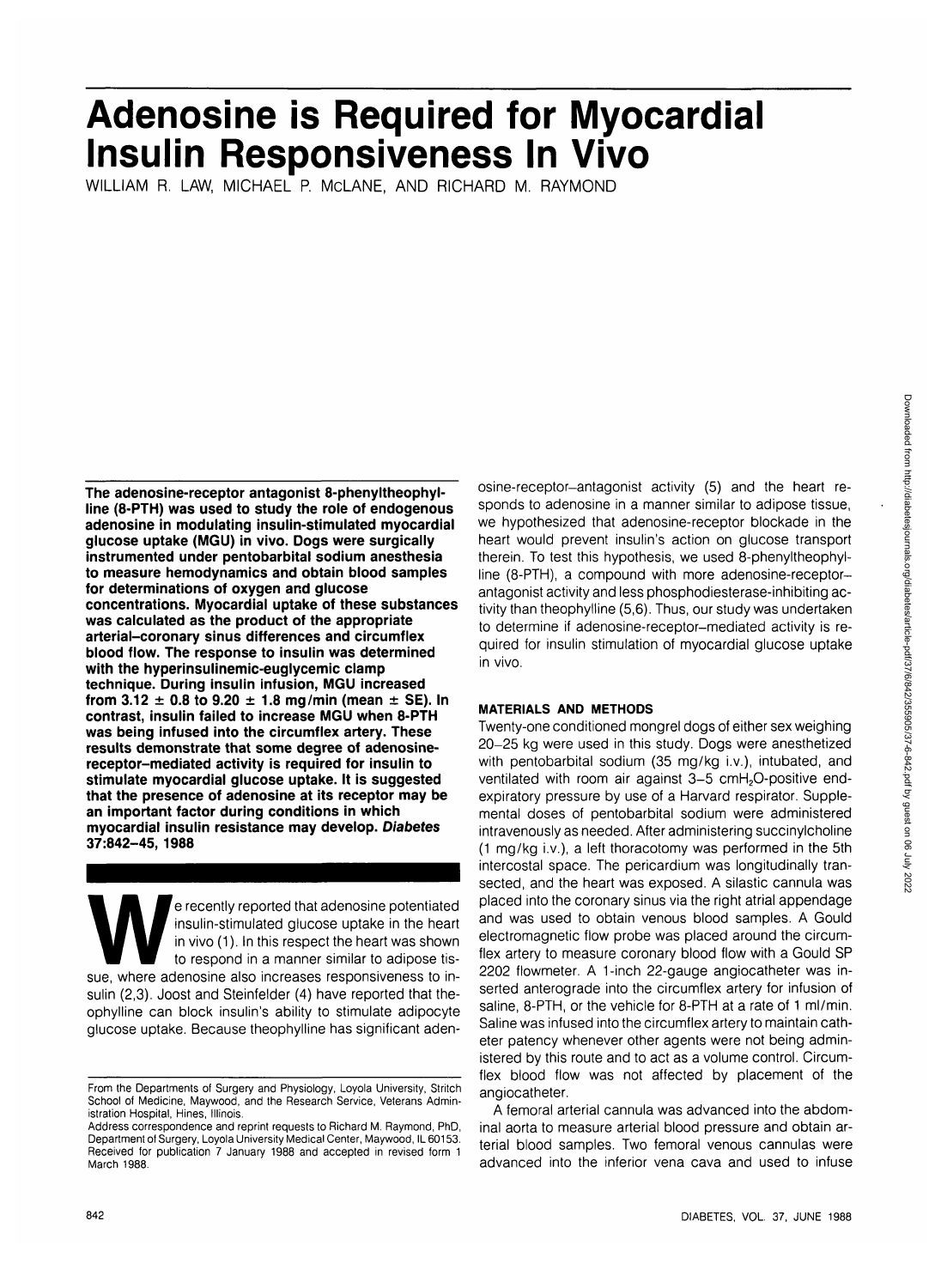# Adenosine is Required for Myocardial Insulin Responsiveness In Vivo

WILLIAM R. LAW, MICHAEL P. McLANE, AND RICHARD M. RAYMOND

**The adenosine-receptor antagonist 8-phenyltheophylline (8-PTH) was used to study the role of endogenous adenosine in modulating insulin-stimulated myocardial glucose uptake (MGU) in vivo. Dogs were surgically instrumented under pentobarbital sodium anesthesia to measure hemodynamics and obtain blood samples for determinations of oxygen and glucose concentrations. Myocardial uptake of these substances was calculated as the product of the appropriate arterial–coronary sinus differences and circumflex blood flow. The response to insulin was determined with the hyperinsulinemic-euglycemic clamp technique. During insulin infusion, MGU increased from 3.12 ± 0.8 to 9.20 ± 1.8 mg/min (mean ± SE). In contrast, insulin failed to increase MGU when 8-PTH was being infused into the circumflex artery. These results demonstrate that some degree of adenosine-receptor–mediated activity is required for insulin to stimulate myocardial glucose uptake. It is suggested that the presence of adenosine at its receptor may be an important factor during conditions in which myocardial insulin resistance may develop. *Diabetes* 37:842–45, 1988**

We recently reported that adenosine potentiated insulin-stimulated glucose uptake in the heart in vivo (1). In this respect the heart was shown to respond in a manner similar to adipose tissue, where adenosine also increases responsiveness to insulin (2,3). Joost and Steinfelder (4) have reported that theophylline can block insulin's ability to stimulate adipocyte glucose uptake. Because theophylline has significant adenosine-receptor–antagonist activity (5) and the heart responds to adenosine in a manner similar to adipose tissue, we hypothesized that adenosine-receptor blockade in the heart would prevent insulin's action on glucose transport therein. To test this hypothesis, we used 8-phenyltheophylline (8-PTH), a compound with more adenosine-receptor–antagonist activity and less phosphodiesterase-inhibiting activity than theophylline (5,6). Thus, our study was undertaken to determine if adenosine-receptor–mediated activity is required for insulin stimulation of myocardial glucose uptake in vivo.

## MATERIALS AND METHODS

Twenty-one conditioned mongrel dogs of either sex weighing 20–25 kg were used in this study. Dogs were anesthetized with pentobarbital sodium (35 mg/kg i.v.), intubated, and ventilated with room air against 3–5 $cmH_2O$-positive end-expiratory pressure by use of a Harvard respirator. Supplemental doses of pentobarbital sodium were administered intravenously as needed. After administering succinylcholine (1 mg/kg i.v.), a left thoracotomy was performed in the 5th intercostal space. The pericardium was longitudinally transsected, and the heart was exposed. A silastic cannula was placed into the coronary sinus via the right atrial appendage and was used to obtain venous blood samples. A Gould electromagnetic flow probe was placed around the circumflex artery to measure coronary blood flow with a Gould SP 2202 flowmeter. A 1-inch 22-gauge angiocatheter was inserted anterograde into the circumflex artery for infusion of saline, 8-PTH, or the vehicle for 8-PTH at a rate of 1 ml/min. Saline was infused into the circumflex artery to maintain catheter patency whenever other agents were not being administered by this route and to act as a volume control. Circumflex blood flow was not affected by placement of the angiocatheter.

A femoral arterial cannula was advanced into the abdominal aorta to measure arterial blood pressure and obtain arterial blood samples. Two femoral venous cannulas were advanced into the inferior vena cava and used to infuse

From the Departments of Surgery and Physiology, Loyola University, Stritch School of Medicine, Maywood, and the Research Service, Veterans Administration Hospital, Hines, Illinois.

Address correspondence and reprint requests to Richard M. Raymond, PhD, Department of Surgery, Loyola University Medical Center, Maywood, IL 60153.

Received for publication 7 January 1988 and accepted in revised form 1 March 1988.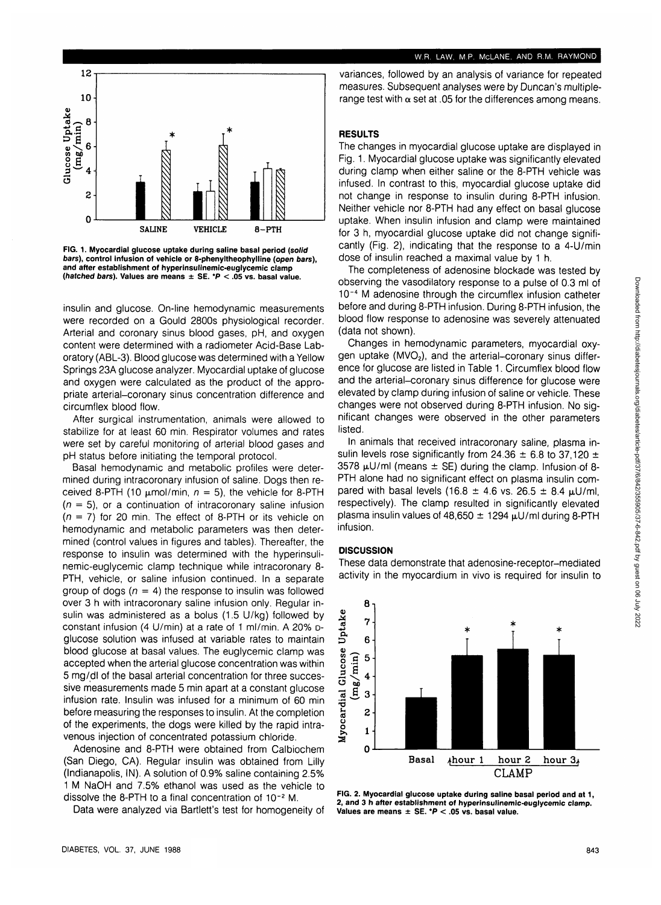FIG. 1. Myocardial glucose uptake during saline basal period (*solid bars*), control infusion of vehicle or 8-phenyltheophylline (*open bars*), and after establishment of hyperinsulinemic-euglycemic clamp (*hatched bars*). Values are means ± SE. *P < .05 vs. basal value.

insulin and glucose. On-line hemodynamic measurements were recorded on a Gould 2800s physiological recorder. Arterial and coronary sinus blood gases, pH, and oxygen content were determined with a radiometer Acid-Base Laboratory (ABL-3). Blood glucose was determined with a Yellow Springs 23A glucose analyzer. Myocardial uptake of glucose and oxygen were calculated as the product of the appropriate arterial–coronary sinus concentration difference and circumflex blood flow.

After surgical instrumentation, animals were allowed to stabilize for at least 60 min. Respirator volumes and rates were set by careful monitoring of arterial blood gases and pH status before initiating the temporal protocol.

Basal hemodynamic and metabolic profiles were determined during intracoronary infusion of saline. Dogs then received 8-PTH (10 μmol/min, $n = 5$), the vehicle for 8-PTH ($n = 5$), or a continuation of intracoronary saline infusion ($n = 7$) for 20 min. The effect of 8-PTH or its vehicle on hemodynamic and metabolic parameters was then determined (control values in figures and tables). Thereafter, the response to insulin was determined with the hyperinsulinemic-euglycemic clamp technique while intracoronary 8-PTH, vehicle, or saline infusion continued. In a separate group of dogs ($n = 4$) the response to insulin was followed over 3 h with intracoronary saline infusion only. Regular insulin was administered as a bolus (1.5 U/kg) followed by constant infusion (4 U/min) at a rate of 1 ml/min. A 20% D-glucose solution was infused at variable rates to maintain blood glucose at basal values. The euglycemic clamp was accepted when the arterial glucose concentration was within 5 mg/dl of the basal arterial concentration for three successive measurements made 5 min apart at a constant glucose infusion rate. Insulin was infused for a minimum of 60 min before measuring the responses to insulin. At the completion of the experiments, the dogs were killed by the rapid intravenous injection of concentrated potassium chloride.

Adenosine and 8-PTH were obtained from Calbiochem (San Diego, CA). Regular insulin was obtained from Lilly (Indianapolis, IN). A solution of 0.9% saline containing 2.5% 1 M NaOH and 7.5% ethanol was used as the vehicle to dissolve the 8-PTH to a final concentration of $10^{-2}$ M.

Data were analyzed via Bartlett's test for homogeneity of variances, followed by an analysis of variance for repeated measures. Subsequent analyses were by Duncan's multiple-range test with α set at .05 for the differences among means.

## RESULTS

The changes in myocardial glucose uptake are displayed in Fig. 1. Myocardial glucose uptake was significantly elevated during clamp when either saline or the 8-PTH vehicle was infused. In contrast to this, myocardial glucose uptake did not change in response to insulin during 8-PTH infusion. Neither vehicle nor 8-PTH had any effect on basal glucose uptake. When insulin infusion and clamp were maintained for 3 h, myocardial glucose uptake did not change significantly (Fig. 2), indicating that the response to a 4-U/min dose of insulin reached a maximal value by 1 h.

The completeness of adenosine blockade was tested by observing the vasodilatory response to a pulse of 0.3 ml of $10^{-4}$ M adenosine through the circumflex infusion catheter before and during 8-PTH infusion. During 8-PTH infusion, the blood flow response to adenosine was severely attenuated (data not shown).

Changes in hemodynamic parameters, myocardial oxygen uptake ($MVO_2$), and the arterial–coronary sinus difference for glucose are listed in Table 1. Circumflex blood flow and the arterial–coronary sinus difference for glucose were elevated by clamp during infusion of saline or vehicle. These changes were not observed during 8-PTH infusion. No significant changes were observed in the other parameters listed.

In animals that received intracoronary saline, plasma insulin levels rose significantly from 24.36 ± 6.8 to 37,120 ± 3578 μU/ml (means ± SE) during the clamp. Infusion of 8-PTH alone had no significant effect on plasma insulin compared with basal levels (16.8 ± 4.6 vs. 26.5 ± 8.4 μU/ml, respectively). The clamp resulted in significantly elevated plasma insulin values of 48,650 ± 1294 μU/ml during 8-PTH infusion.

## DISCUSSION

These data demonstrate that adenosine-receptor–mediated activity in the myocardium in vivo is required for insulin to

FIG. 2. Myocardial glucose uptake during saline basal period and at 1, 2, and 3 h after establishment of hyperinsulinemic-euglycemic clamp. Values are means ± SE. *P < .05 vs. basal value.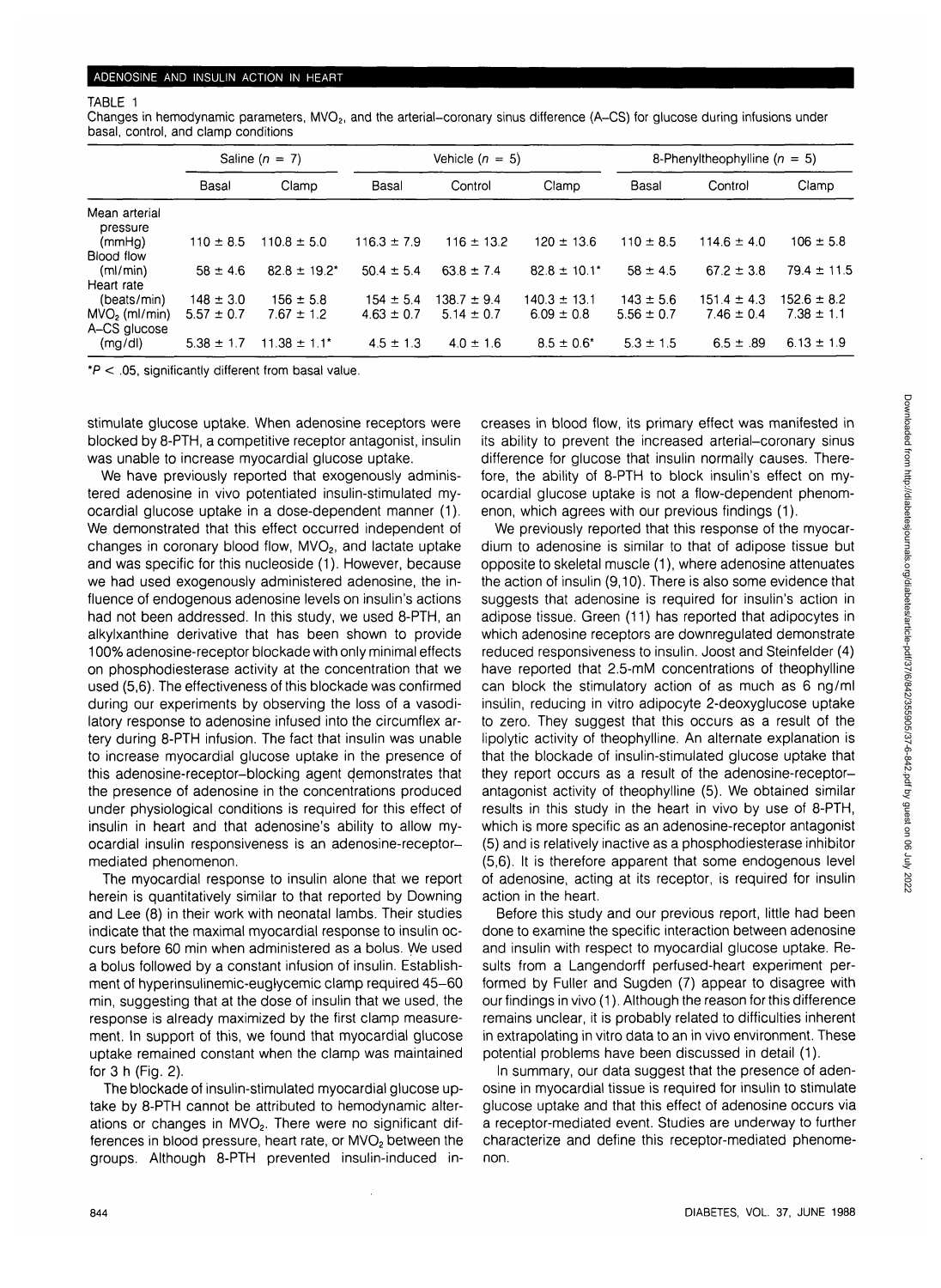TABLE 1

Changes in hemodynamic parameters, $MVO_2$, and the arterial–coronary sinus difference (A–CS) for glucose during infusions under basal, control, and clamp conditions

| | Saline ($n = 7$) | | Vehicle ($n = 5$) | | | 8-Phenyltheophylline ($n = 5$) | | |
|---|---|---|---|---|---|---|---|---|
| | Basal | Clamp | Basal | Control | Clamp | Basal | Control | Clamp |
| Mean arterial pressure (mmHg) | 110 ± 8.5 | 110.8 ± 5.0 | 116.3 ± 7.9 | 116 ± 13.2 | 120 ± 13.6 | 110 ± 8.5 | 114.6 ± 4.0 | 106 ± 5.8 |
| Blood flow (ml/min) | 58 ± 4.6 | 82.8 ± 19.2* | 50.4 ± 5.4 | 63.8 ± 7.4 | 82.8 ± 10.1* | 58 ± 4.5 | 67.2 ± 3.8 | 79.4 ± 11.5 |
| Heart rate (beats/min) | 148 ± 3.0 | 156 ± 5.8 | 154 ± 5.4 | 138.7 ± 9.4 | 140.3 ± 13.1 | 143 ± 5.6 | 151.4 ± 4.3 | 152.6 ± 8.2 |
| $MVO_2$ (ml/min) | 5.57 ± 0.7 | 7.67 ± 1.2 | 4.63 ± 0.7 | 5.14 ± 0.7 | 6.09 ± 0.8 | 5.56 ± 0.7 | 7.46 ± 0.4 | 7.38 ± 1.1 |
| A–CS glucose (mg/dl) | 5.38 ± 1.7 | 11.38 ± 1.1* | 4.5 ± 1.3 | 4.0 ± 1.6 | 8.5 ± 0.6* | 5.3 ± 1.5 | 6.5 ± .89 | 6.13 ± 1.9 |

*$P < .05$, significantly different from basal value.

stimulate glucose uptake. When adenosine receptors were blocked by 8-PTH, a competitive receptor antagonist, insulin was unable to increase myocardial glucose uptake.

We have previously reported that exogenously administered adenosine in vivo potentiated insulin-stimulated myocardial glucose uptake in a dose-dependent manner (1). We demonstrated that this effect occurred independent of changes in coronary blood flow, $MVO_2$, and lactate uptake and was specific for this nucleoside (1). However, because we had used exogenously administered adenosine, the influence of endogenous adenosine levels on insulin's actions had not been addressed. In this study, we used 8-PTH, an alkylxanthine derivative that has been shown to provide 100% adenosine-receptor blockade with only minimal effects on phosphodiesterase activity at the concentration that we used (5,6). The effectiveness of this blockade was confirmed during our experiments by observing the loss of a vasodilatory response to adenosine infused into the circumflex artery during 8-PTH infusion. The fact that insulin was unable to increase myocardial glucose uptake in the presence of this adenosine-receptor–blocking agent demonstrates that the presence of adenosine in the concentrations produced under physiological conditions is required for this effect of insulin in heart and that adenosine's ability to allow myocardial insulin responsiveness is an adenosine-receptor–mediated phenomenon.

The myocardial response to insulin alone that we report herein is quantitatively similar to that reported by Downing and Lee (8) in their work with neonatal lambs. Their studies indicate that the maximal myocardial response to insulin occurs before 60 min when administered as a bolus. We used a bolus followed by a constant infusion of insulin. Establishment of hyperinsulinemic-euglycemic clamp required 45–60 min, suggesting that at the dose of insulin that we used, the response is already maximized by the first clamp measurement. In support of this, we found that myocardial glucose uptake remained constant when the clamp was maintained for 3 h (Fig. 2).

The blockade of insulin-stimulated myocardial glucose uptake by 8-PTH cannot be attributed to hemodynamic alterations or changes in $MVO_2$. There were no significant differences in blood pressure, heart rate, or $MVO_2$ between the groups. Although 8-PTH prevented insulin-induced increases in blood flow, its primary effect was manifested in its ability to prevent the increased arterial–coronary sinus difference for glucose that insulin normally causes. Therefore, the ability of 8-PTH to block insulin's effect on myocardial glucose uptake is not a flow-dependent phenomenon, which agrees with our previous findings (1).

We previously reported that this response of the myocardium to adenosine is similar to that of adipose tissue but opposite to skeletal muscle (1), where adenosine attenuates the action of insulin (9,10). There is also some evidence that suggests that adenosine is required for insulin's action in adipose tissue. Green (11) has reported that adipocytes in which adenosine receptors are downregulated demonstrate reduced responsiveness to insulin. Joost and Steinfelder (4) have reported that 2.5-mM concentrations of theophylline can block the stimulatory action of as much as 6 ng/ml insulin, reducing in vitro adipocyte 2-deoxyglucose uptake to zero. They suggest that this occurs as a result of the lipolytic activity of theophylline. An alternate explanation is that the blockade of insulin-stimulated glucose uptake that they report occurs as a result of the adenosine-receptor–antagonist activity of theophylline (5). We obtained similar results in this study in the heart in vivo by use of 8-PTH, which is more specific as an adenosine-receptor antagonist (5) and is relatively inactive as a phosphodiesterase inhibitor (5,6). It is therefore apparent that some endogenous level of adenosine, acting at its receptor, is required for insulin action in the heart.

Before this study and our previous report, little had been done to examine the specific interaction between adenosine and insulin with respect to myocardial glucose uptake. Results from a Langendorff perfused-heart experiment performed by Fuller and Sugden (7) appear to disagree with our findings in vivo (1). Although the reason for this difference remains unclear, it is probably related to difficulties inherent in extrapolating in vitro data to an in vivo environment. These potential problems have been discussed in detail (1).

In summary, our data suggest that the presence of adenosine in myocardial tissue is required for insulin to stimulate glucose uptake and that this effect of adenosine occurs via a receptor-mediated event. Studies are underway to further characterize and define this receptor-mediated phenomenon.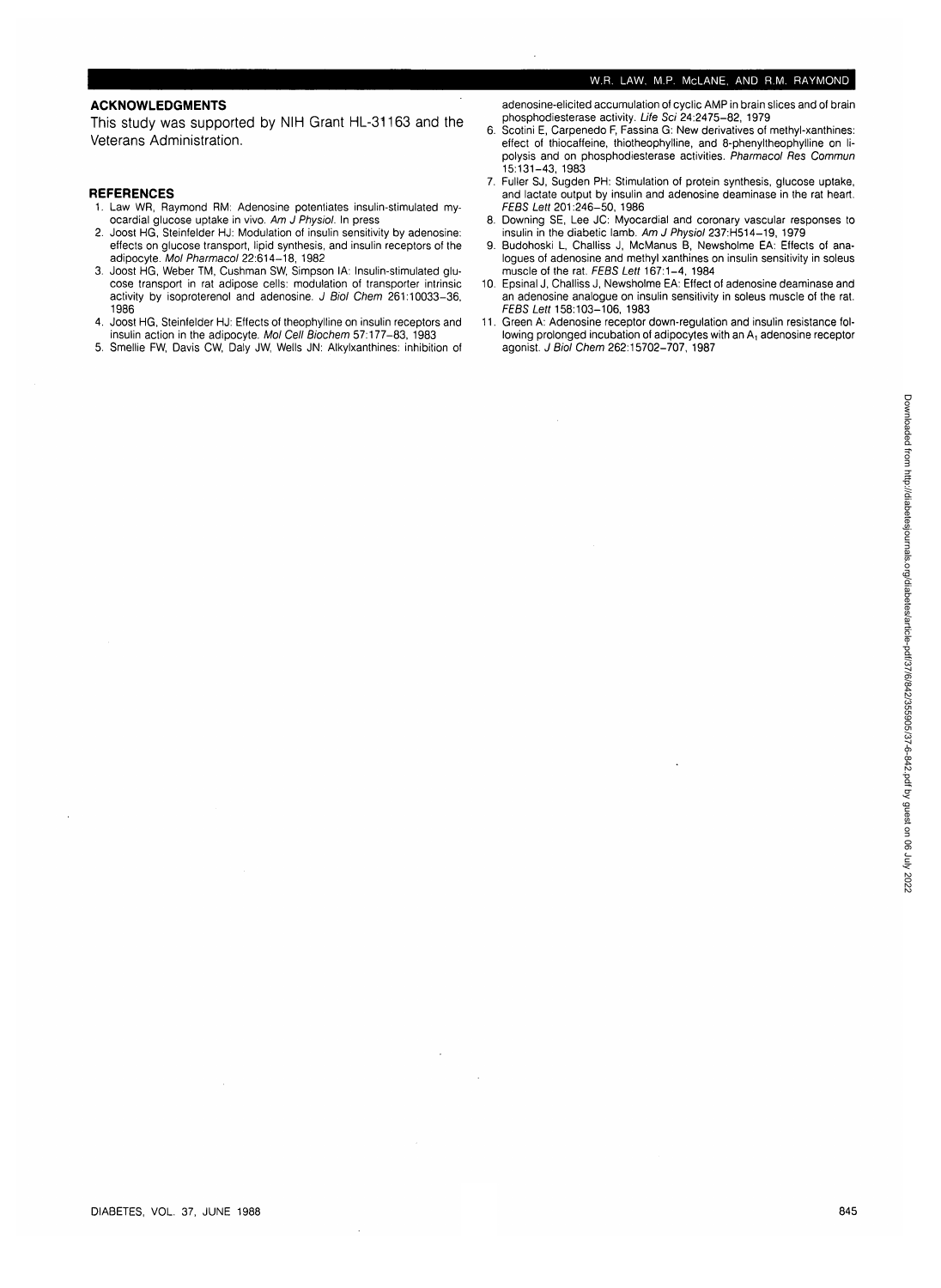## ACKNOWLEDGMENTS

This study was supported by NIH Grant HL-31163 and the Veterans Administration.

## REFERENCES

1. Law WR, Raymond RM: Adenosine potentiates insulin-stimulated myocardial glucose uptake in vivo. *Am J Physiol*. In press
2. Joost HG, Steinfelder HJ: Modulation of insulin sensitivity by adenosine: effects on glucose transport, lipid synthesis, and insulin receptors of the adipocyte. *Mol Pharmacol* 22:614–18, 1982
3. Joost HG, Weber TM, Cushman SW, Simpson IA: Insulin-stimulated glucose transport in rat adipose cells: modulation of transporter intrinsic activity by isoproterenol and adenosine. *J Biol Chem* 261:10033–36, 1986
4. Joost HG, Steinfelder HJ: Effects of theophylline on insulin receptors and insulin action in the adipocyte. *Mol Cell Biochem* 57:177–83, 1983
5. Smellie FW, Davis CW, Daly JW, Wells JN: Alkylxanthines: inhibition of adenosine-elicited accumulation of cyclic AMP in brain slices and of brain phosphodiesterase activity. *Life Sci* 24:2475–82, 1979
6. Scotini E, Carpenedo F, Fassina G: New derivatives of methyl-xanthines: effect of thiocaffeine, thiotheophylline, and 8-phenyltheophylline on lipolysis and on phosphodiesterase activities. *Pharmacol Res Commun* 15:131–43, 1983
7. Fuller SJ, Sugden PH: Stimulation of protein synthesis, glucose uptake, and lactate output by insulin and adenosine deaminase in the rat heart. *FEBS Lett* 201:246–50, 1986
8. Downing SE, Lee JC: Myocardial and coronary vascular responses to insulin in the diabetic lamb. *Am J Physiol* 237:H514–19, 1979
9. Budohoski L, Challiss J, McManus B, Newsholme EA: Effects of analogues of adenosine and methyl xanthines on insulin sensitivity in soleus muscle of the rat. *FEBS Lett* 167:1–4, 1984
10. Epsinal J, Challiss J, Newsholme EA: Effect of adenosine deaminase and an adenosine analogue on insulin sensitivity in soleus muscle of the rat. *FEBS Lett* 158:103–106, 1983
11. Green A: Adenosine receptor down-regulation and insulin resistance following prolonged incubation of adipocytes with an $A_1$ adenosine receptor agonist. *J Biol Chem* 262:15702–707, 1987